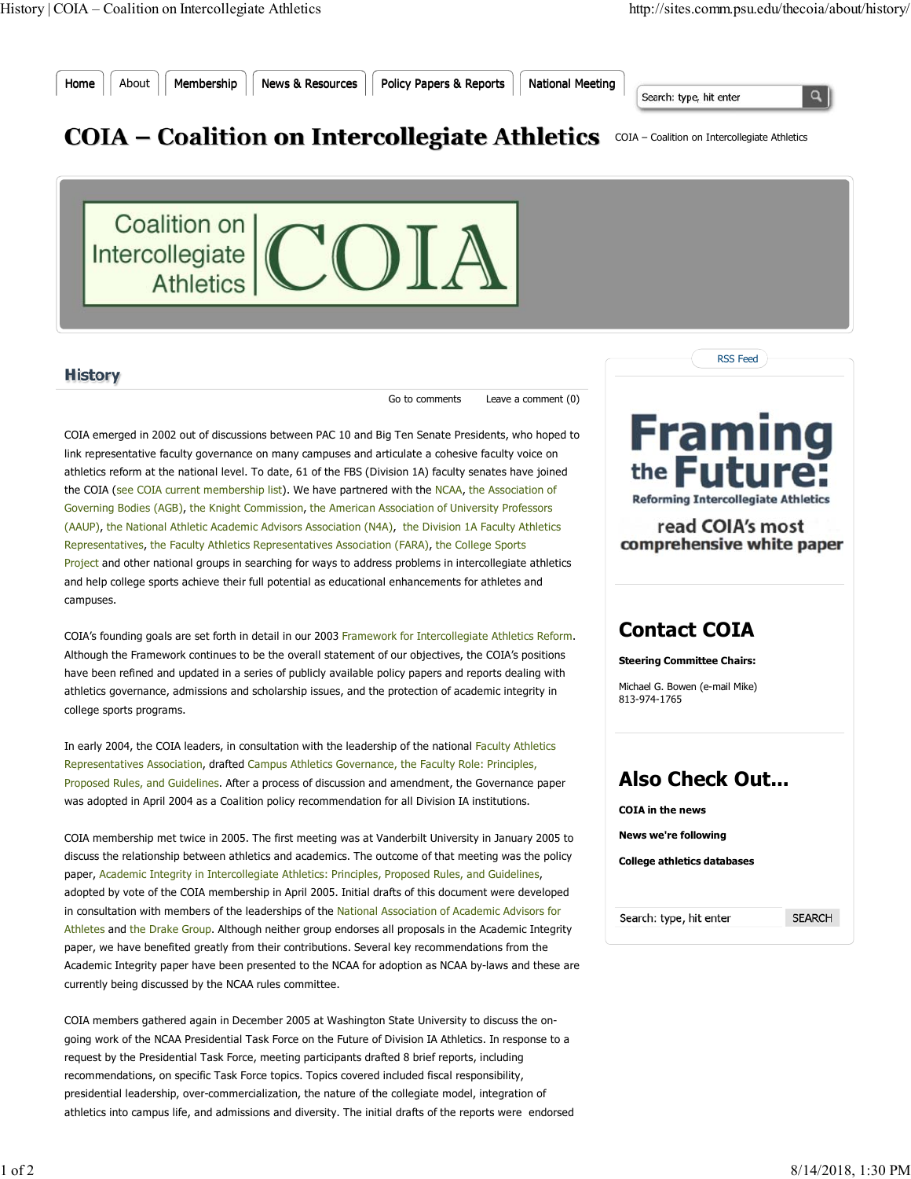Home | About | Membership | News & Resources | Policy Papers & Reports | National Meeting

# COIA – Coalition on Intercollegiate Athletics

COIA – Coalition on Intercollegiate Athletics

## History

Go to comments    Leave a comment (0)

COIA emerged in 2002 out of discussions between PAC 10 and Big Ten Senate Presidents, who hoped to link representative faculty governance on many campuses and articulate a cohesive faculty voice on athletics reform at the national level. To date, 61 of the FBS (Division 1A) faculty senates have joined the COIA (see COIA current membership list). We have partnered with the NCAA, the Association of Governing Bodies (AGB), the Knight Commission, the American Association of University Professors (AAUP), the National Athletic Academic Advisors Association (N4A), the Division 1A Faculty Athletics Representatives, the Faculty Athletics Representatives Association (FARA), the College Sports Project and other national groups in searching for ways to address problems in intercollegiate athletics and help college sports achieve their full potential as educational enhancements for athletes and campuses.

COIA's founding goals are set forth in detail in our 2003 Framework for Intercollegiate Athletics Reform. Although the Framework continues to be the overall statement of our objectives, the COIA's positions have been refined and updated in a series of publicly available policy papers and reports dealing with athletics governance, admissions and scholarship issues, and the protection of academic integrity in college sports programs.

In early 2004, the COIA leaders, in consultation with the leadership of the national Faculty Athletics Representatives Association, drafted Campus Athletics Governance, the Faculty Role: Principles, Proposed Rules, and Guidelines. After a process of discussion and amendment, the Governance paper was adopted in April 2004 as a Coalition policy recommendation for all Division IA institutions.

COIA membership met twice in 2005. The first meeting was at Vanderbilt University in January 2005 to discuss the relationship between athletics and academics. The outcome of that meeting was the policy paper, Academic Integrity in Intercollegiate Athletics: Principles, Proposed Rules, and Guidelines, adopted by vote of the COIA membership in April 2005. Initial drafts of this document were developed in consultation with members of the leaderships of the National Association of Academic Advisors for Athletes and the Drake Group. Although neither group endorses all proposals in the Academic Integrity paper, we have benefited greatly from their contributions. Several key recommendations from the Academic Integrity paper have been presented to the NCAA for adoption as NCAA by-laws and these are currently being discussed by the NCAA rules committee.

COIA members gathered again in December 2005 at Washington State University to discuss the on-going work of the NCAA Presidential Task Force on the Future of Division IA Athletics. In response to a request by the Presidential Task Force, meeting participants drafted 8 brief reports, including recommendations, on specific Task Force topics. Topics covered included fiscal responsibility, presidential leadership, over-commercialization, the nature of the collegiate model, integration of athletics into campus life, and admissions and diversity. The initial drafts of the reports were endorsed

RSS Feed

**Framing the Future: Reforming Intercollegiate Athletics**

read COIA's most comprehensive white paper

## Contact COIA

**Steering Committee Chairs:**

Michael G. Bowen (e-mail Mike)
813-974-1765

## Also Check Out...

**COIA in the news**

**News we're following**

**College athletics databases**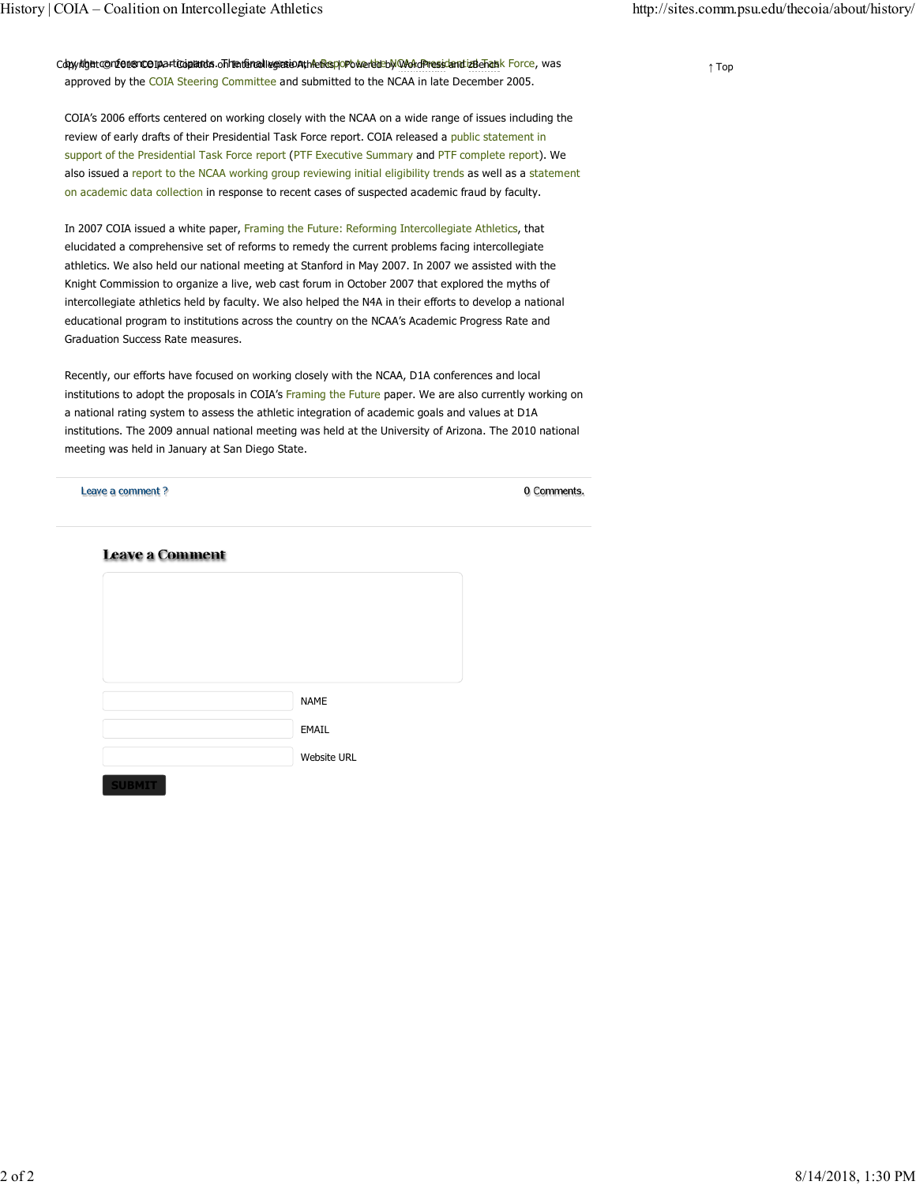by the conference participants. The final version, A Report to the NCAA Presidential Task Force, was approved by the COIA Steering Committee and submitted to the NCAA in late December 2005.

COIA's 2006 efforts centered on working closely with the NCAA on a wide range of issues including the review of early drafts of their Presidential Task Force report. COIA released a public statement in support of the Presidential Task Force report (PTF Executive Summary and PTF complete report). We also issued a report to the NCAA working group reviewing initial eligibility trends as well as a statement on academic data collection in response to recent cases of suspected academic fraud by faculty.

In 2007 COIA issued a white paper, Framing the Future: Reforming Intercollegiate Athletics, that elucidated a comprehensive set of reforms to remedy the current problems facing intercollegiate athletics. We also held our national meeting at Stanford in May 2007. In 2007 we assisted with the Knight Commission to organize a live, web cast forum in October 2007 that explored the myths of intercollegiate athletics held by faculty. We also helped the N4A in their efforts to develop a national educational program to institutions across the country on the NCAA's Academic Progress Rate and Graduation Success Rate measures.

Recently, our efforts have focused on working closely with the NCAA, D1A conferences and local institutions to adopt the proposals in COIA's Framing the Future paper. We are also currently working on a national rating system to assess the athletic integration of academic goals and values at D1A institutions. The 2009 annual national meeting was held at the University of Arizona. The 2010 national meeting was held in January at San Diego State.

Leave a comment ? 0 Comments.

## Leave a Comment

NAME

EMAIL

Website URL

SUBMIT

Copyright © 2018 COIA – Coalition on Intercollegiate Athletics | Powered by WordPress and zBench

↑ Top